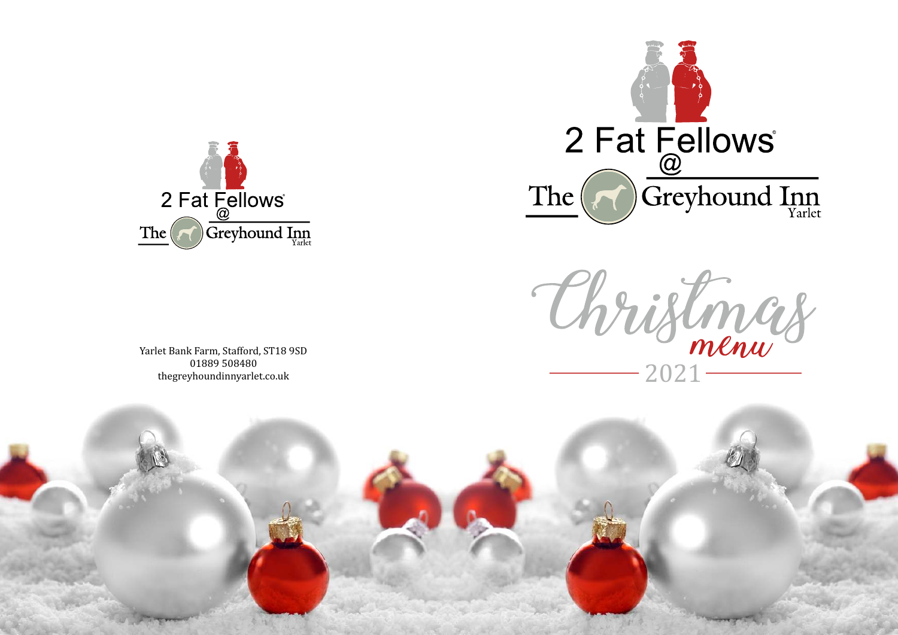2 Fat Fellows @ The Greyhound Inn Yarlet

Yarlet Bank Farm, Stafford, ST18 9SD
01889 508480
thegreyhoundinnyarlet.co.uk

2 Fat Fellows @ The Greyhound Inn Yarlet

# Christmas menu

## 2021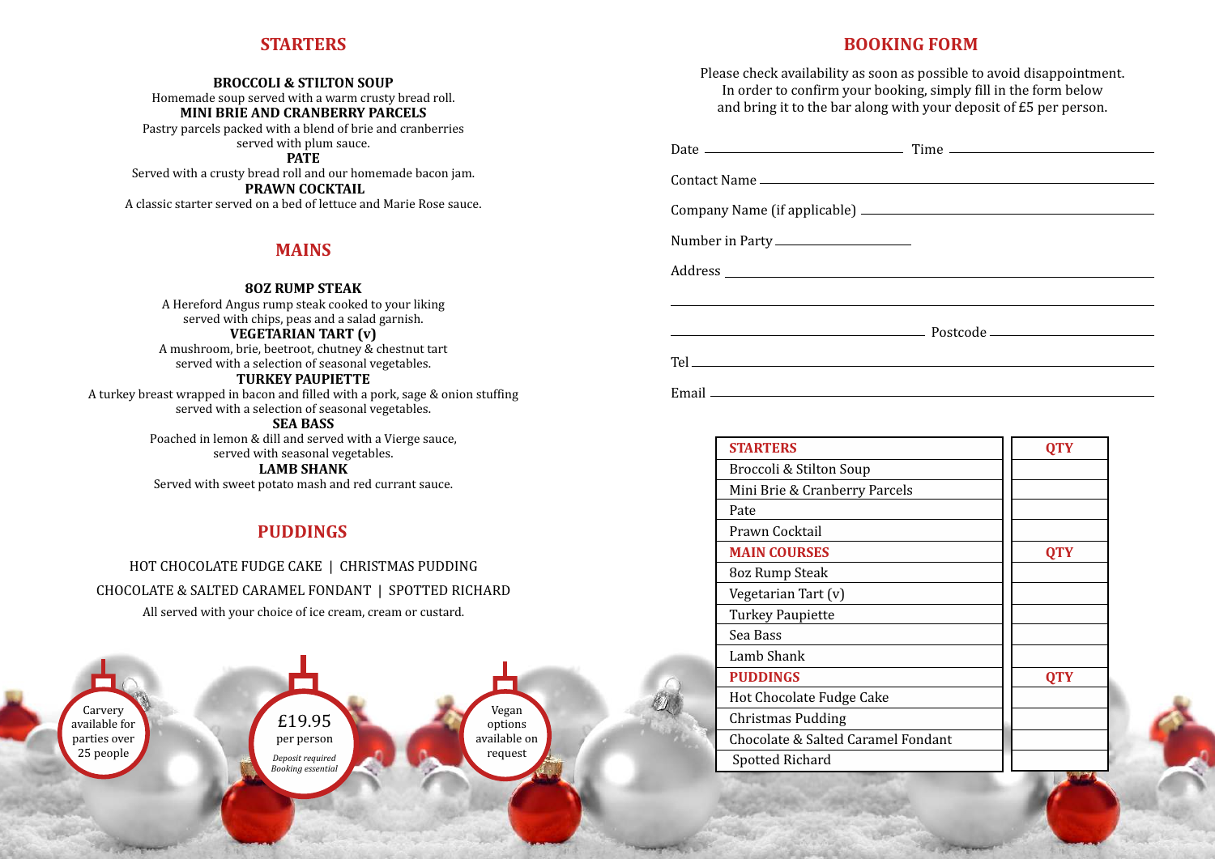## STARTERS

**BROCCOLI & STILTON SOUP**
Homemade soup served with a warm crusty bread roll.

**MINI BRIE AND CRANBERRY PARCELS**
Pastry parcels packed with a blend of brie and cranberries served with plum sauce.

**PATE**
Served with a crusty bread roll and our homemade bacon jam.

**PRAWN COCKTAIL**
A classic starter served on a bed of lettuce and Marie Rose sauce.

## MAINS

**8OZ RUMP STEAK**
A Hereford Angus rump steak cooked to your liking served with chips, peas and a salad garnish.

**VEGETARIAN TART (v)**
A mushroom, brie, beetroot, chutney & chestnut tart served with a selection of seasonal vegetables.

**TURKEY PAUPIETTE**
A turkey breast wrapped in bacon and filled with a pork, sage & onion stuffing served with a selection of seasonal vegetables.

**SEA BASS**
Poached in lemon & dill and served with a Vierge sauce, served with seasonal vegetables.

**LAMB SHANK**
Served with sweet potato mash and red currant sauce.

## PUDDINGS

HOT CHOCOLATE FUDGE CAKE | CHRISTMAS PUDDING

CHOCOLATE & SALTED CARAMEL FONDANT | SPOTTED RICHARD

All served with your choice of ice cream, cream or custard.

Carvery available for parties over 25 people

£19.95 per person

*Deposit required*
*Booking essential*

Vegan options available on request

## BOOKING FORM

Please check availability as soon as possible to avoid disappointment. In order to confirm your booking, simply fill in the form below and bring it to the bar along with your deposit of £5 per person.

Date ______________________ Time ______________________

Contact Name ______________________

Company Name (if applicable) ______________________

Number in Party ______________________

Address ______________________

______________________

______________________ Postcode ______________________

Tel ______________________

Email ______________________

| STARTERS | QTY |
|---|---|
| Broccoli & Stilton Soup | |
| Mini Brie & Cranberry Parcels | |
| Pate | |
| Prawn Cocktail | |
| **MAIN COURSES** | **QTY** |
| 8oz Rump Steak | |
| Vegetarian Tart (v) | |
| Turkey Paupiette | |
| Sea Bass | |
| Lamb Shank | |
| **PUDDINGS** | **QTY** |
| Hot Chocolate Fudge Cake | |
| Christmas Pudding | |
| Chocolate & Salted Caramel Fondant | |
| Spotted Richard | |